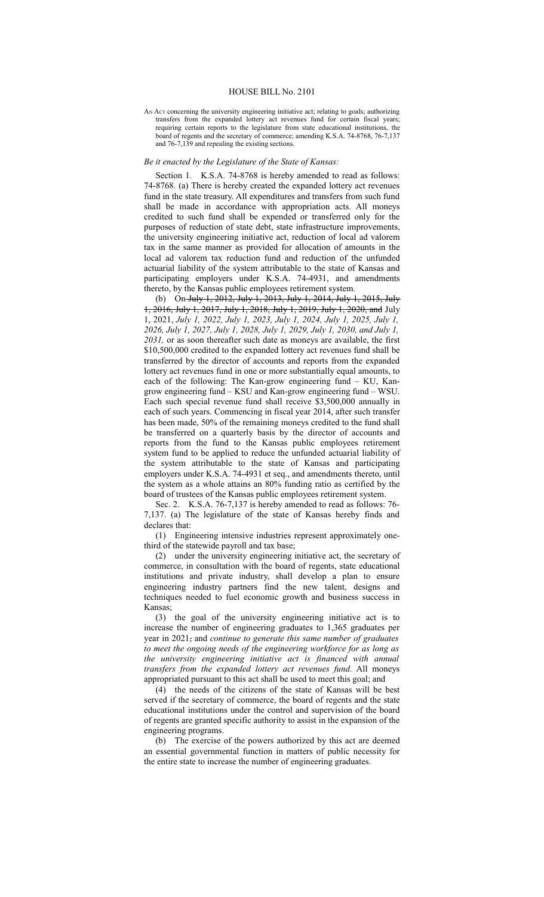# HOUSE BILL No. 2101

AN ACT concerning the university engineering initiative act; relating to goals; authorizing transfers from the expanded lottery act revenues fund for certain fiscal years; requiring certain reports to the legislature from state educational institutions, the board of regents and the secretary of commerce; amending K.S.A. 74-8768, 76-7,137 and 76-7,139 and repealing the existing sections.

*Be it enacted by the Legislature of the State of Kansas:*

Section 1. K.S.A. 74-8768 is hereby amended to read as follows: 74-8768. (a) There is hereby created the expanded lottery act revenues fund in the state treasury. All expenditures and transfers from such fund shall be made in accordance with appropriation acts. All moneys credited to such fund shall be expended or transferred only for the purposes of reduction of state debt, state infrastructure improvements, the university engineering initiative act, reduction of local ad valorem tax in the same manner as provided for allocation of amounts in the local ad valorem tax reduction fund and reduction of the unfunded actuarial liability of the system attributable to the state of Kansas and participating employers under K.S.A. 74-4931, and amendments thereto, by the Kansas public employees retirement system.

(b) On ~~July 1, 2012, July 1, 2013, July 1, 2014, July 1, 2015, July 1, 2016, July 1, 2017, July 1, 2018, July 1, 2019, July 1, 2020, and~~ July 1, 2021, *July 1, 2022, July 1, 2023, July 1, 2024, July 1, 2025, July 1, 2026, July 1, 2027, July 1, 2028, July 1, 2029, July 1, 2030, and July 1, 2031,* or as soon thereafter such date as moneys are available, the first $10,500,000 credited to the expanded lottery act revenues fund shall be transferred by the director of accounts and reports from the expanded lottery act revenues fund in one or more substantially equal amounts, to each of the following: The Kan-grow engineering fund – KU, Kan-grow engineering fund – KSU and Kan-grow engineering fund – WSU. Each such special revenue fund shall receive $3,500,000 annually in each of such years. Commencing in fiscal year 2014, after such transfer has been made, 50% of the remaining moneys credited to the fund shall be transferred on a quarterly basis by the director of accounts and reports from the fund to the Kansas public employees retirement system fund to be applied to reduce the unfunded actuarial liability of the system attributable to the state of Kansas and participating employers under K.S.A. 74-4931 et seq., and amendments thereto, until the system as a whole attains an 80% funding ratio as certified by the board of trustees of the Kansas public employees retirement system.

Sec. 2. K.S.A. 76-7,137 is hereby amended to read as follows: 76-7,137. (a) The legislature of the state of Kansas hereby finds and declares that:

(1) Engineering intensive industries represent approximately one-third of the statewide payroll and tax base;

(2) under the university engineering initiative act, the secretary of commerce, in consultation with the board of regents, state educational institutions and private industry, shall develop a plan to ensure engineering industry partners find the new talent, designs and techniques needed to fuel economic growth and business success in Kansas;

(3) the goal of the university engineering initiative act is to increase the number of engineering graduates to 1,365 graduates per year in 2021~~;~~ and *continue to generate this same number of graduates to meet the ongoing needs of the engineering workforce for as long as the university engineering initiative act is financed with annual transfers from the expanded lottery act revenues fund.* All moneys appropriated pursuant to this act shall be used to meet this goal; and

(4) the needs of the citizens of the state of Kansas will be best served if the secretary of commerce, the board of regents and the state educational institutions under the control and supervision of the board of regents are granted specific authority to assist in the expansion of the engineering programs.

(b) The exercise of the powers authorized by this act are deemed an essential governmental function in matters of public necessity for the entire state to increase the number of engineering graduates.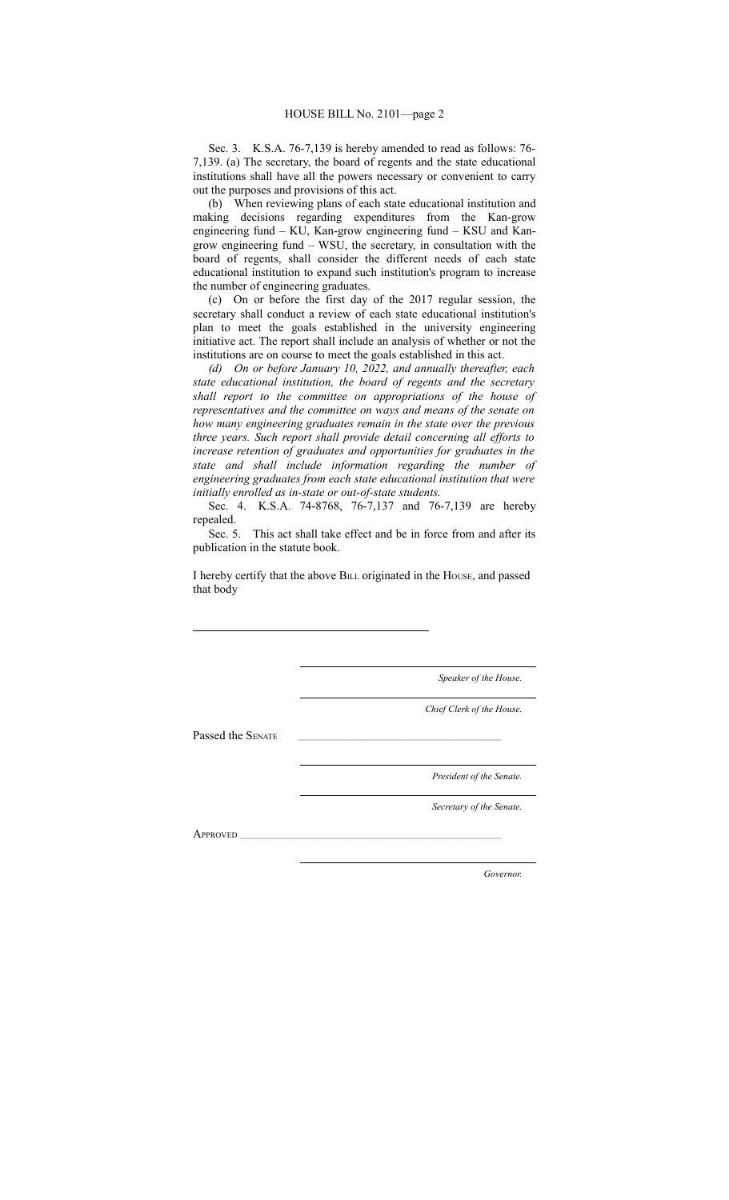Sec. 3. K.S.A. 76-7,139 is hereby amended to read as follows: 76-7,139. (a) The secretary, the board of regents and the state educational institutions shall have all the powers necessary or convenient to carry out the purposes and provisions of this act.

(b) When reviewing plans of each state educational institution and making decisions regarding expenditures from the Kan-grow engineering fund – KU, Kan-grow engineering fund – KSU and Kan-grow engineering fund – WSU, the secretary, in consultation with the board of regents, shall consider the different needs of each state educational institution to expand such institution's program to increase the number of engineering graduates.

(c) On or before the first day of the 2017 regular session, the secretary shall conduct a review of each state educational institution's plan to meet the goals established in the university engineering initiative act. The report shall include an analysis of whether or not the institutions are on course to meet the goals established in this act.

*(d) On or before January 10, 2022, and annually thereafter, each state educational institution, the board of regents and the secretary shall report to the committee on appropriations of the house of representatives and the committee on ways and means of the senate on how many engineering graduates remain in the state over the previous three years. Such report shall provide detail concerning all efforts to increase retention of graduates and opportunities for graduates in the state and shall include information regarding the number of engineering graduates from each state educational institution that were initially enrolled as in-state or out-of-state students.*

Sec. 4. K.S.A. 74-8768, 76-7,137 and 76-7,139 are hereby repealed.

Sec. 5. This act shall take effect and be in force from and after its publication in the statute book.

I hereby certify that the above Bill originated in the House, and passed that body

\_\_\_\_\_\_\_\_\_\_\_\_\_\_\_\_\_\_\_\_\_\_\_\_\_\_\_\_\_\_

\_\_\_\_\_\_\_\_\_\_\_\_\_\_\_\_\_\_\_\_\_\_\_\_\_\_\_\_\_\_
*Speaker of the House.*

\_\_\_\_\_\_\_\_\_\_\_\_\_\_\_\_\_\_\_\_\_\_\_\_\_\_\_\_\_\_
*Chief Clerk of the House.*

Passed the Senate \_\_\_\_\_\_\_\_\_\_\_\_\_\_\_\_\_\_\_\_\_\_\_\_\_\_\_\_\_\_

\_\_\_\_\_\_\_\_\_\_\_\_\_\_\_\_\_\_\_\_\_\_\_\_\_\_\_\_\_\_
*President of the Senate.*

\_\_\_\_\_\_\_\_\_\_\_\_\_\_\_\_\_\_\_\_\_\_\_\_\_\_\_\_\_\_
*Secretary of the Senate.*

Approved \_\_\_\_\_\_\_\_\_\_\_\_\_\_\_\_\_\_\_\_\_\_\_\_\_\_\_\_\_\_

\_\_\_\_\_\_\_\_\_\_\_\_\_\_\_\_\_\_\_\_\_\_\_\_\_\_\_\_\_\_
*Governor.*